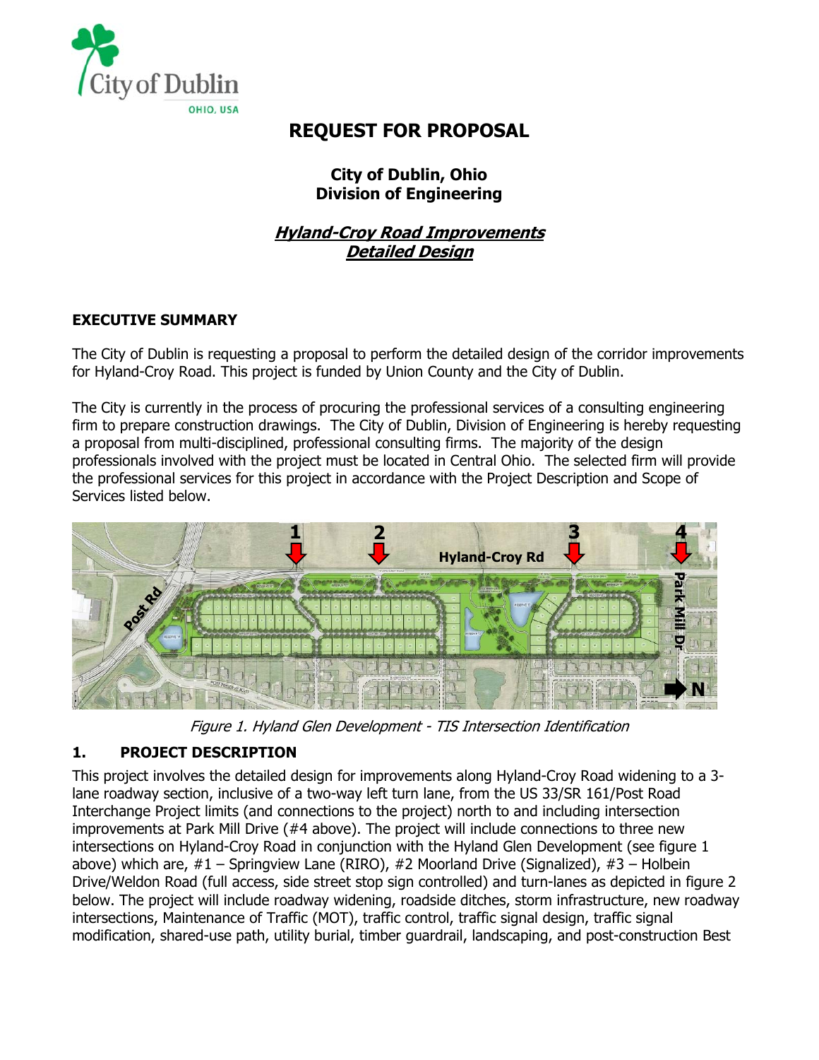City of Dublin
OHIO, USA

# REQUEST FOR PROPOSAL

## City of Dublin, Ohio
## Division of Engineering

## ***Hyland-Croy Road Improvements***
## ***Detailed Design***

### EXECUTIVE SUMMARY

The City of Dublin is requesting a proposal to perform the detailed design of the corridor improvements for Hyland-Croy Road. This project is funded by Union County and the City of Dublin.

The City is currently in the process of procuring the professional services of a consulting engineering firm to prepare construction drawings. The City of Dublin, Division of Engineering is hereby requesting a proposal from multi-disciplined, professional consulting firms. The majority of the design professionals involved with the project must be located in Central Ohio. The selected firm will provide the professional services for this project in accordance with the Project Description and Scope of Services listed below.

1 2 3 4
Hyland-Croy Rd
Post Rd
Park Mill Dr
N

*Figure 1. Hyland Glen Development - TIS Intersection Identification*

### 1. PROJECT DESCRIPTION

This project involves the detailed design for improvements along Hyland-Croy Road widening to a 3-lane roadway section, inclusive of a two-way left turn lane, from the US 33/SR 161/Post Road Interchange Project limits (and connections to the project) north to and including intersection improvements at Park Mill Drive (#4 above). The project will include connections to three new intersections on Hyland-Croy Road in conjunction with the Hyland Glen Development (see figure 1 above) which are, #1 – Springview Lane (RIRO), #2 Moorland Drive (Signalized), #3 – Holbein Drive/Weldon Road (full access, side street stop sign controlled) and turn-lanes as depicted in figure 2 below. The project will include roadway widening, roadside ditches, storm infrastructure, new roadway intersections, Maintenance of Traffic (MOT), traffic control, traffic signal design, traffic signal modification, shared-use path, utility burial, timber guardrail, landscaping, and post-construction Best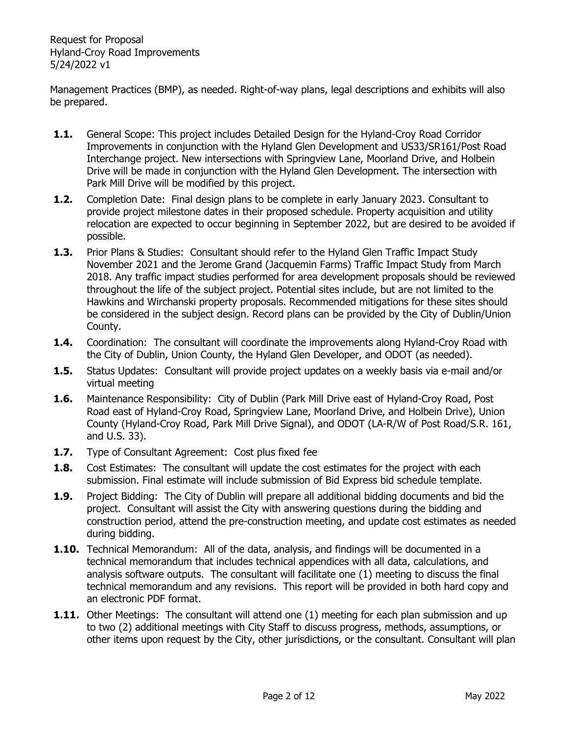Management Practices (BMP), as needed. Right-of-way plans, legal descriptions and exhibits will also be prepared.

- **1.1.** General Scope: This project includes Detailed Design for the Hyland-Croy Road Corridor Improvements in conjunction with the Hyland Glen Development and US33/SR161/Post Road Interchange project. New intersections with Springview Lane, Moorland Drive, and Holbein Drive will be made in conjunction with the Hyland Glen Development. The intersection with Park Mill Drive will be modified by this project.
- **1.2.** Completion Date: Final design plans to be complete in early January 2023. Consultant to provide project milestone dates in their proposed schedule. Property acquisition and utility relocation are expected to occur beginning in September 2022, but are desired to be avoided if possible.
- **1.3.** Prior Plans & Studies: Consultant should refer to the Hyland Glen Traffic Impact Study November 2021 and the Jerome Grand (Jacquemin Farms) Traffic Impact Study from March 2018. Any traffic impact studies performed for area development proposals should be reviewed throughout the life of the subject project. Potential sites include, but are not limited to the Hawkins and Wirchanski property proposals. Recommended mitigations for these sites should be considered in the subject design. Record plans can be provided by the City of Dublin/Union County.
- **1.4.** Coordination: The consultant will coordinate the improvements along Hyland-Croy Road with the City of Dublin, Union County, the Hyland Glen Developer, and ODOT (as needed).
- **1.5.** Status Updates: Consultant will provide project updates on a weekly basis via e-mail and/or virtual meeting
- **1.6.** Maintenance Responsibility: City of Dublin (Park Mill Drive east of Hyland-Croy Road, Post Road east of Hyland-Croy Road, Springview Lane, Moorland Drive, and Holbein Drive), Union County (Hyland-Croy Road, Park Mill Drive Signal), and ODOT (LA-R/W of Post Road/S.R. 161, and U.S. 33).
- **1.7.** Type of Consultant Agreement: Cost plus fixed fee
- **1.8.** Cost Estimates: The consultant will update the cost estimates for the project with each submission. Final estimate will include submission of Bid Express bid schedule template.
- **1.9.** Project Bidding: The City of Dublin will prepare all additional bidding documents and bid the project. Consultant will assist the City with answering questions during the bidding and construction period, attend the pre-construction meeting, and update cost estimates as needed during bidding.
- **1.10.** Technical Memorandum: All of the data, analysis, and findings will be documented in a technical memorandum that includes technical appendices with all data, calculations, and analysis software outputs. The consultant will facilitate one (1) meeting to discuss the final technical memorandum and any revisions. This report will be provided in both hard copy and an electronic PDF format.
- **1.11.** Other Meetings: The consultant will attend one (1) meeting for each plan submission and up to two (2) additional meetings with City Staff to discuss progress, methods, assumptions, or other items upon request by the City, other jurisdictions, or the consultant. Consultant will plan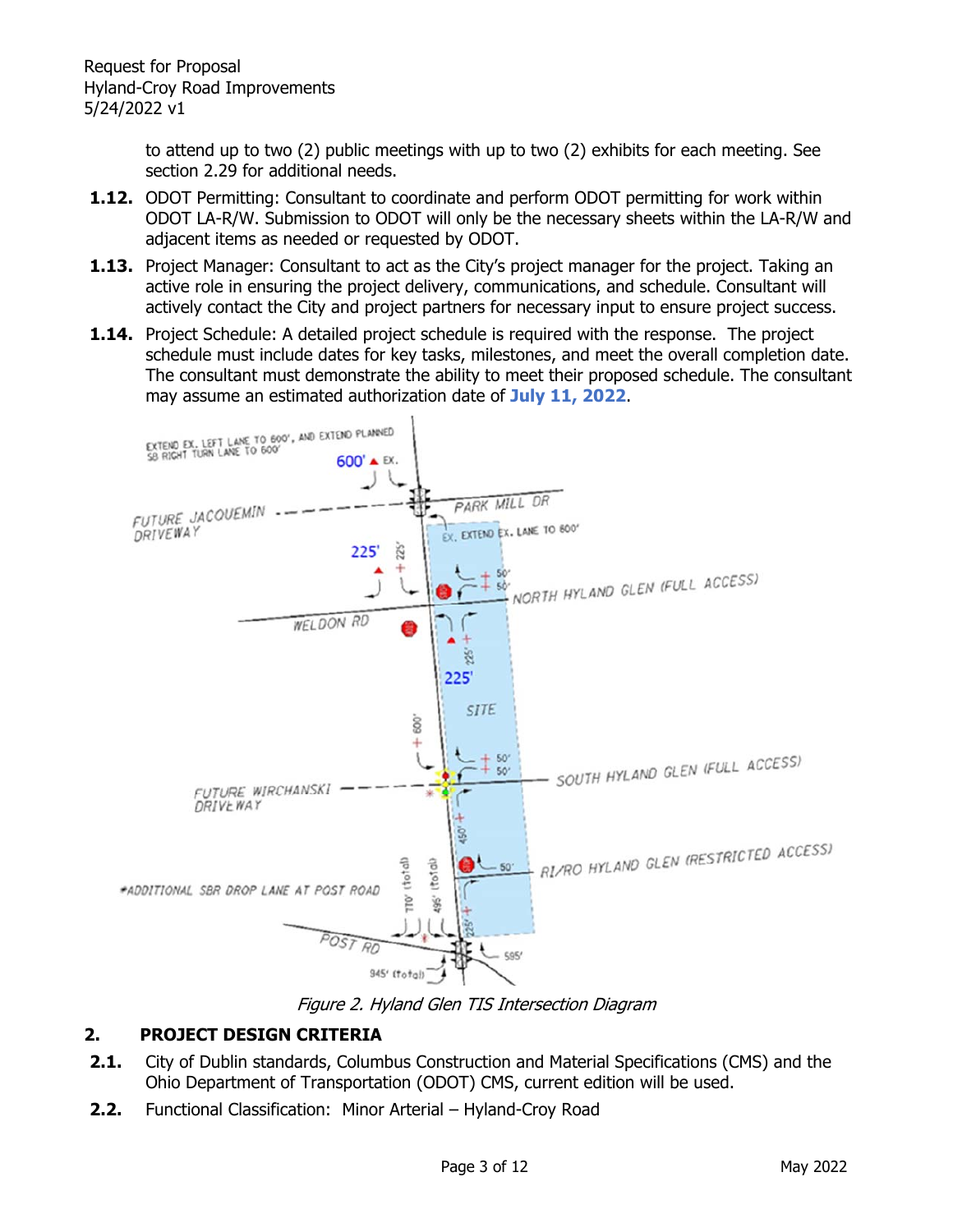to attend up to two (2) public meetings with up to two (2) exhibits for each meeting. See section 2.29 for additional needs.

**1.12.** ODOT Permitting: Consultant to coordinate and perform ODOT permitting for work within ODOT LA-R/W. Submission to ODOT will only be the necessary sheets within the LA-R/W and adjacent items as needed or requested by ODOT.

**1.13.** Project Manager: Consultant to act as the City's project manager for the project. Taking an active role in ensuring the project delivery, communications, and schedule. Consultant will actively contact the City and project partners for necessary input to ensure project success.

**1.14.** Project Schedule: A detailed project schedule is required with the response. The project schedule must include dates for key tasks, milestones, and meet the overall completion date. The consultant must demonstrate the ability to meet their proposed schedule. The consultant may assume an estimated authorization date of **July 11, 2022**.

EXTEND EX. LEFT LANE TO 600', AND EXTEND PLANNED SB RIGHT TURN LANE TO 600'

600' EX.

FUTURE JACQUEMIN DRIVEWAY

PARK MILL DR

EX. EXTEND EX. LANE TO 600'

225'

225'

50'

50'

NORTH HYLAND GLEN (FULL ACCESS)

WELDON RD

225'

225'

SITE

600'

50'

50'

SOUTH HYLAND GLEN (FULL ACCESS)

FUTURE WIRCHANSKI DRIVEWAY

450'

50'

RI/RO HYLAND GLEN (RESTRICTED ACCESS)

*ADDITIONAL SBR DROP LANE AT POST ROAD

770' (total)

495' (total)

225'

POST RD

595'

945' (total)

*Figure 2. Hyland Glen TIS Intersection Diagram*

## 2. PROJECT DESIGN CRITERIA

**2.1.** City of Dublin standards, Columbus Construction and Material Specifications (CMS) and the Ohio Department of Transportation (ODOT) CMS, current edition will be used.

**2.2.** Functional Classification: Minor Arterial – Hyland-Croy Road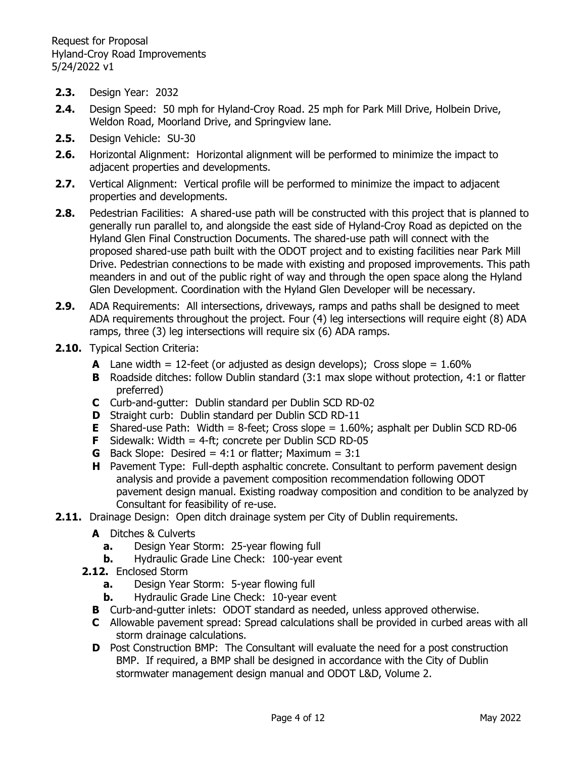**2.3.** Design Year: 2032

**2.4.** Design Speed: 50 mph for Hyland-Croy Road. 25 mph for Park Mill Drive, Holbein Drive, Weldon Road, Moorland Drive, and Springview lane.

**2.5.** Design Vehicle: SU-30

**2.6.** Horizontal Alignment: Horizontal alignment will be performed to minimize the impact to adjacent properties and developments.

**2.7.** Vertical Alignment: Vertical profile will be performed to minimize the impact to adjacent properties and developments.

**2.8.** Pedestrian Facilities: A shared-use path will be constructed with this project that is planned to generally run parallel to, and alongside the east side of Hyland-Croy Road as depicted on the Hyland Glen Final Construction Documents. The shared-use path will connect with the proposed shared-use path built with the ODOT project and to existing facilities near Park Mill Drive. Pedestrian connections to be made with existing and proposed improvements. This path meanders in and out of the public right of way and through the open space along the Hyland Glen Development. Coordination with the Hyland Glen Developer will be necessary.

**2.9.** ADA Requirements: All intersections, driveways, ramps and paths shall be designed to meet ADA requirements throughout the project. Four (4) leg intersections will require eight (8) ADA ramps, three (3) leg intersections will require six (6) ADA ramps.

**2.10.** Typical Section Criteria:

- **A** Lane width = 12-feet (or adjusted as design develops); Cross slope = 1.60%
- **B** Roadside ditches: follow Dublin standard (3:1 max slope without protection, 4:1 or flatter preferred)
- **C** Curb-and-gutter: Dublin standard per Dublin SCD RD-02
- **D** Straight curb: Dublin standard per Dublin SCD RD-11
- **E** Shared-use Path: Width = 8-feet; Cross slope = 1.60%; asphalt per Dublin SCD RD-06
- **F** Sidewalk: Width = 4-ft; concrete per Dublin SCD RD-05
- **G** Back Slope: Desired = 4:1 or flatter; Maximum = 3:1
- **H** Pavement Type: Full-depth asphaltic concrete. Consultant to perform pavement design analysis and provide a pavement composition recommendation following ODOT pavement design manual. Existing roadway composition and condition to be analyzed by Consultant for feasibility of re-use.

**2.11.** Drainage Design: Open ditch drainage system per City of Dublin requirements.

- **A** Ditches & Culverts
  - **a.** Design Year Storm: 25-year flowing full
  - **b.** Hydraulic Grade Line Check: 100-year event

**2.12.** Enclosed Storm

  - **a.** Design Year Storm: 5-year flowing full
  - **b.** Hydraulic Grade Line Check: 10-year event

- **B** Curb-and-gutter inlets: ODOT standard as needed, unless approved otherwise.
- **C** Allowable pavement spread: Spread calculations shall be provided in curbed areas with all storm drainage calculations.
- **D** Post Construction BMP: The Consultant will evaluate the need for a post construction BMP. If required, a BMP shall be designed in accordance with the City of Dublin stormwater management design manual and ODOT L&D, Volume 2.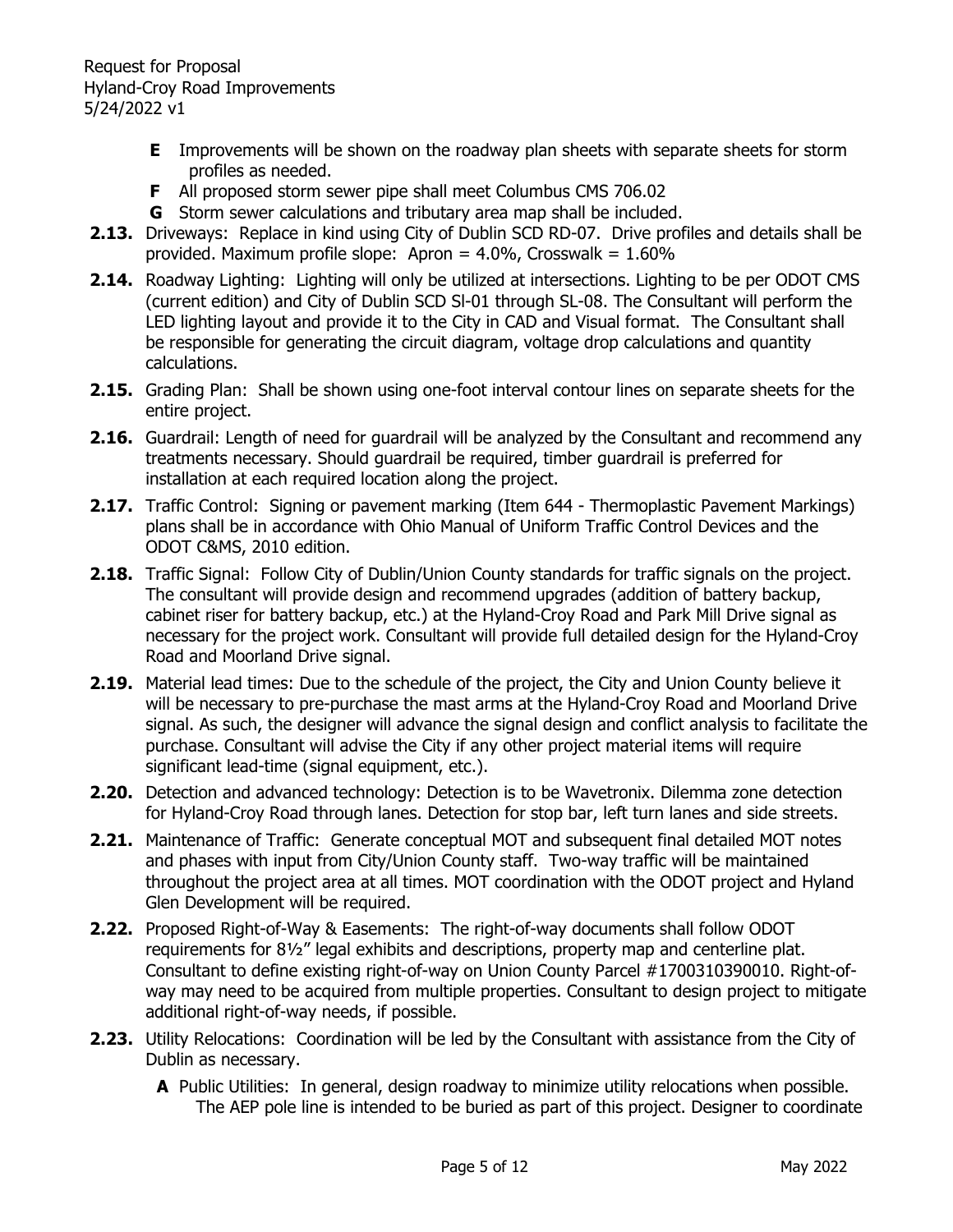**E** Improvements will be shown on the roadway plan sheets with separate sheets for storm profiles as needed.

**F** All proposed storm sewer pipe shall meet Columbus CMS 706.02

**G** Storm sewer calculations and tributary area map shall be included.

**2.13.** Driveways: Replace in kind using City of Dublin SCD RD-07. Drive profiles and details shall be provided. Maximum profile slope: Apron = 4.0%, Crosswalk = 1.60%

**2.14.** Roadway Lighting: Lighting will only be utilized at intersections. Lighting to be per ODOT CMS (current edition) and City of Dublin SCD Sl-01 through SL-08. The Consultant will perform the LED lighting layout and provide it to the City in CAD and Visual format. The Consultant shall be responsible for generating the circuit diagram, voltage drop calculations and quantity calculations.

**2.15.** Grading Plan: Shall be shown using one-foot interval contour lines on separate sheets for the entire project.

**2.16.** Guardrail: Length of need for guardrail will be analyzed by the Consultant and recommend any treatments necessary. Should guardrail be required, timber guardrail is preferred for installation at each required location along the project.

**2.17.** Traffic Control: Signing or pavement marking (Item 644 - Thermoplastic Pavement Markings) plans shall be in accordance with Ohio Manual of Uniform Traffic Control Devices and the ODOT C&MS, 2010 edition.

**2.18.** Traffic Signal: Follow City of Dublin/Union County standards for traffic signals on the project. The consultant will provide design and recommend upgrades (addition of battery backup, cabinet riser for battery backup, etc.) at the Hyland-Croy Road and Park Mill Drive signal as necessary for the project work. Consultant will provide full detailed design for the Hyland-Croy Road and Moorland Drive signal.

**2.19.** Material lead times: Due to the schedule of the project, the City and Union County believe it will be necessary to pre-purchase the mast arms at the Hyland-Croy Road and Moorland Drive signal. As such, the designer will advance the signal design and conflict analysis to facilitate the purchase. Consultant will advise the City if any other project material items will require significant lead-time (signal equipment, etc.).

**2.20.** Detection and advanced technology: Detection is to be Wavetronix. Dilemma zone detection for Hyland-Croy Road through lanes. Detection for stop bar, left turn lanes and side streets.

**2.21.** Maintenance of Traffic: Generate conceptual MOT and subsequent final detailed MOT notes and phases with input from City/Union County staff. Two-way traffic will be maintained throughout the project area at all times. MOT coordination with the ODOT project and Hyland Glen Development will be required.

**2.22.** Proposed Right-of-Way & Easements: The right-of-way documents shall follow ODOT requirements for 8½" legal exhibits and descriptions, property map and centerline plat. Consultant to define existing right-of-way on Union County Parcel #1700310390010. Right-of-way may need to be acquired from multiple properties. Consultant to design project to mitigate additional right-of-way needs, if possible.

**2.23.** Utility Relocations: Coordination will be led by the Consultant with assistance from the City of Dublin as necessary.

**A** Public Utilities: In general, design roadway to minimize utility relocations when possible. The AEP pole line is intended to be buried as part of this project. Designer to coordinate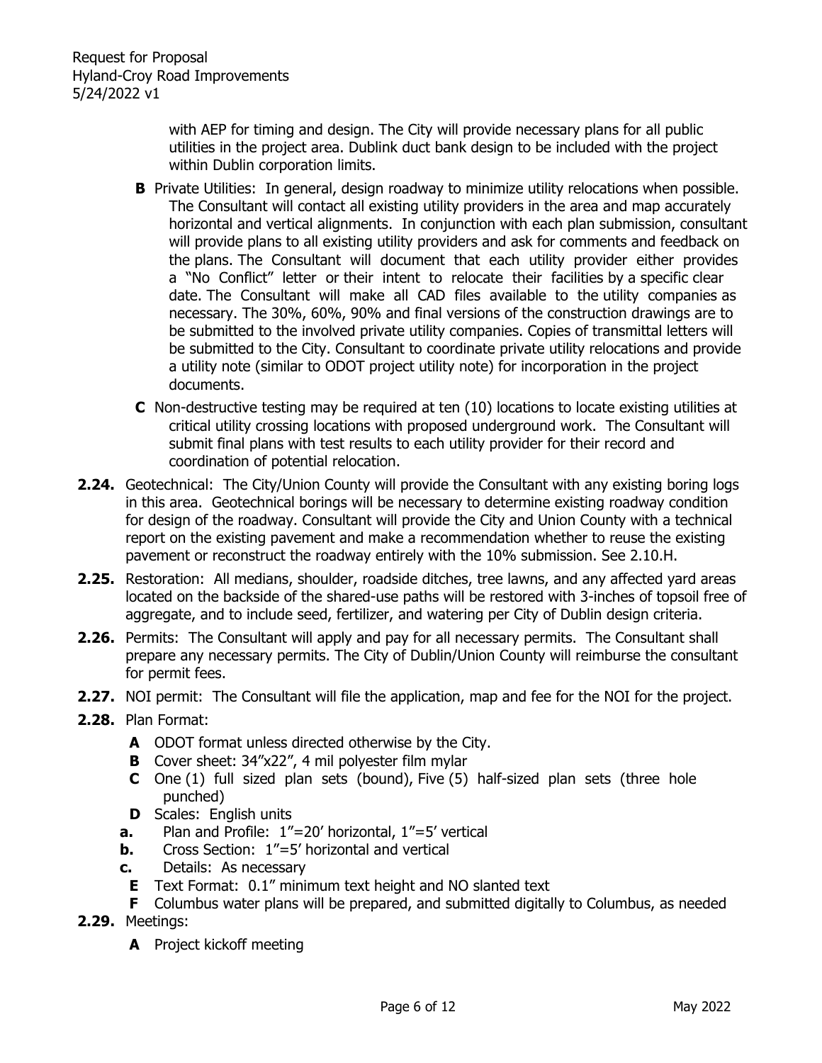with AEP for timing and design. The City will provide necessary plans for all public utilities in the project area. Dublink duct bank design to be included with the project within Dublin corporation limits.

**B** Private Utilities: In general, design roadway to minimize utility relocations when possible. The Consultant will contact all existing utility providers in the area and map accurately horizontal and vertical alignments. In conjunction with each plan submission, consultant will provide plans to all existing utility providers and ask for comments and feedback on the plans. The Consultant will document that each utility provider either provides a "No Conflict" letter or their intent to relocate their facilities by a specific clear date. The Consultant will make all CAD files available to the utility companies as necessary. The 30%, 60%, 90% and final versions of the construction drawings are to be submitted to the involved private utility companies. Copies of transmittal letters will be submitted to the City. Consultant to coordinate private utility relocations and provide a utility note (similar to ODOT project utility note) for incorporation in the project documents.

**C** Non-destructive testing may be required at ten (10) locations to locate existing utilities at critical utility crossing locations with proposed underground work. The Consultant will submit final plans with test results to each utility provider for their record and coordination of potential relocation.

**2.24.** Geotechnical: The City/Union County will provide the Consultant with any existing boring logs in this area. Geotechnical borings will be necessary to determine existing roadway condition for design of the roadway. Consultant will provide the City and Union County with a technical report on the existing pavement and make a recommendation whether to reuse the existing pavement or reconstruct the roadway entirely with the 10% submission. See 2.10.H.

**2.25.** Restoration: All medians, shoulder, roadside ditches, tree lawns, and any affected yard areas located on the backside of the shared-use paths will be restored with 3-inches of topsoil free of aggregate, and to include seed, fertilizer, and watering per City of Dublin design criteria.

**2.26.** Permits: The Consultant will apply and pay for all necessary permits. The Consultant shall prepare any necessary permits. The City of Dublin/Union County will reimburse the consultant for permit fees.

**2.27.** NOI permit: The Consultant will file the application, map and fee for the NOI for the project.

**2.28.** Plan Format:

**A** ODOT format unless directed otherwise by the City.

**B** Cover sheet: 34"x22", 4 mil polyester film mylar

**C** One (1) full sized plan sets (bound), Five (5) half-sized plan sets (three hole punched)

**D** Scales: English units

**a.** Plan and Profile: 1"=20' horizontal, 1"=5' vertical

**b.** Cross Section: 1"=5' horizontal and vertical

**c.** Details: As necessary

**E** Text Format: 0.1" minimum text height and NO slanted text

**F** Columbus water plans will be prepared, and submitted digitally to Columbus, as needed

**2.29.** Meetings:

**A** Project kickoff meeting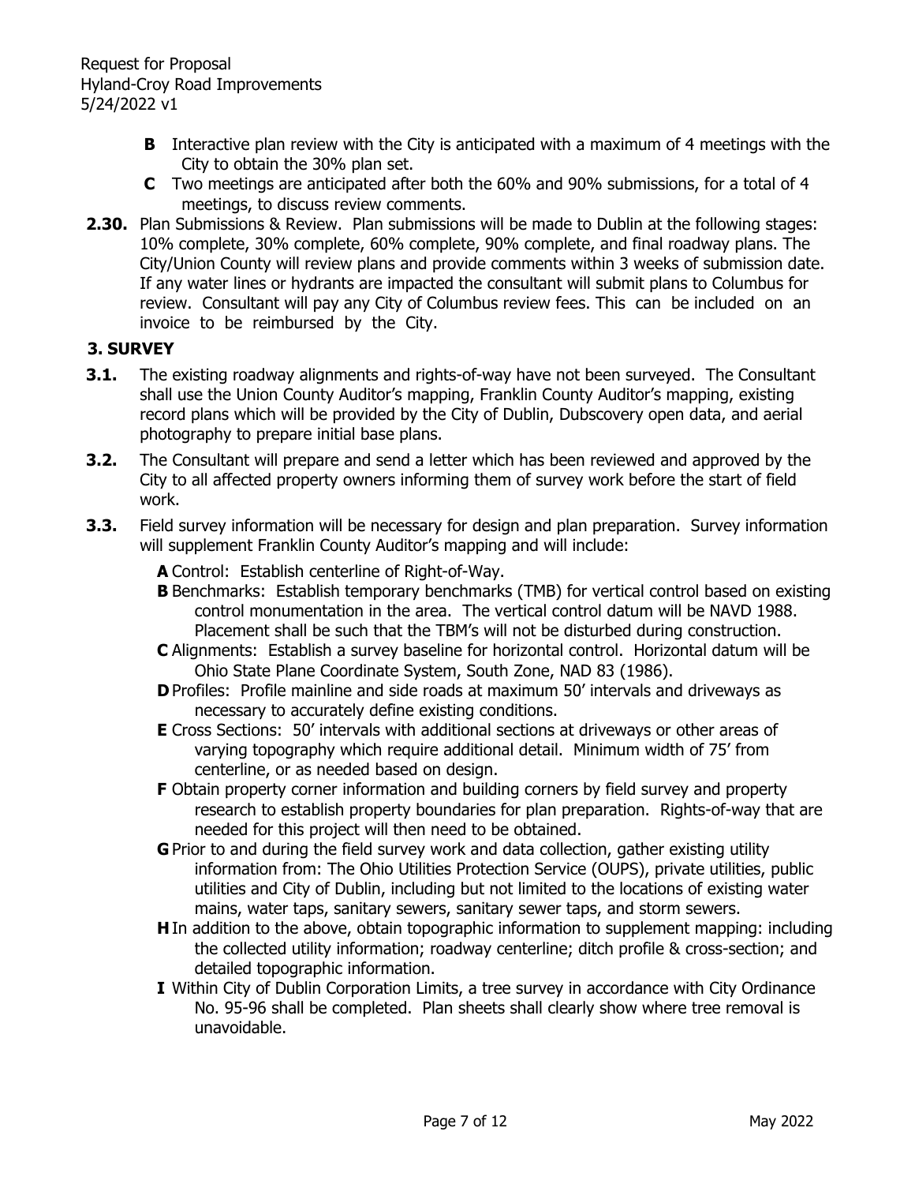- **B** Interactive plan review with the City is anticipated with a maximum of 4 meetings with the City to obtain the 30% plan set.
- **C** Two meetings are anticipated after both the 60% and 90% submissions, for a total of 4 meetings, to discuss review comments.

**2.30.** Plan Submissions & Review. Plan submissions will be made to Dublin at the following stages: 10% complete, 30% complete, 60% complete, 90% complete, and final roadway plans. The City/Union County will review plans and provide comments within 3 weeks of submission date. If any water lines or hydrants are impacted the consultant will submit plans to Columbus for review. Consultant will pay any City of Columbus review fees. This can be included on an invoice to be reimbursed by the City.

## 3. SURVEY

**3.1.** The existing roadway alignments and rights-of-way have not been surveyed. The Consultant shall use the Union County Auditor's mapping, Franklin County Auditor's mapping, existing record plans which will be provided by the City of Dublin, Dubscovery open data, and aerial photography to prepare initial base plans.

**3.2.** The Consultant will prepare and send a letter which has been reviewed and approved by the City to all affected property owners informing them of survey work before the start of field work.

**3.3.** Field survey information will be necessary for design and plan preparation. Survey information will supplement Franklin County Auditor's mapping and will include:

- **A** Control: Establish centerline of Right-of-Way.
- **B** Benchmarks: Establish temporary benchmarks (TMB) for vertical control based on existing control monumentation in the area. The vertical control datum will be NAVD 1988. Placement shall be such that the TBM's will not be disturbed during construction.
- **C** Alignments: Establish a survey baseline for horizontal control. Horizontal datum will be Ohio State Plane Coordinate System, South Zone, NAD 83 (1986).
- **D** Profiles: Profile mainline and side roads at maximum 50' intervals and driveways as necessary to accurately define existing conditions.
- **E** Cross Sections: 50' intervals with additional sections at driveways or other areas of varying topography which require additional detail. Minimum width of 75' from centerline, or as needed based on design.
- **F** Obtain property corner information and building corners by field survey and property research to establish property boundaries for plan preparation. Rights-of-way that are needed for this project will then need to be obtained.
- **G** Prior to and during the field survey work and data collection, gather existing utility information from: The Ohio Utilities Protection Service (OUPS), private utilities, public utilities and City of Dublin, including but not limited to the locations of existing water mains, water taps, sanitary sewers, sanitary sewer taps, and storm sewers.
- **H** In addition to the above, obtain topographic information to supplement mapping: including the collected utility information; roadway centerline; ditch profile & cross-section; and detailed topographic information.
- **I** Within City of Dublin Corporation Limits, a tree survey in accordance with City Ordinance No. 95-96 shall be completed. Plan sheets shall clearly show where tree removal is unavoidable.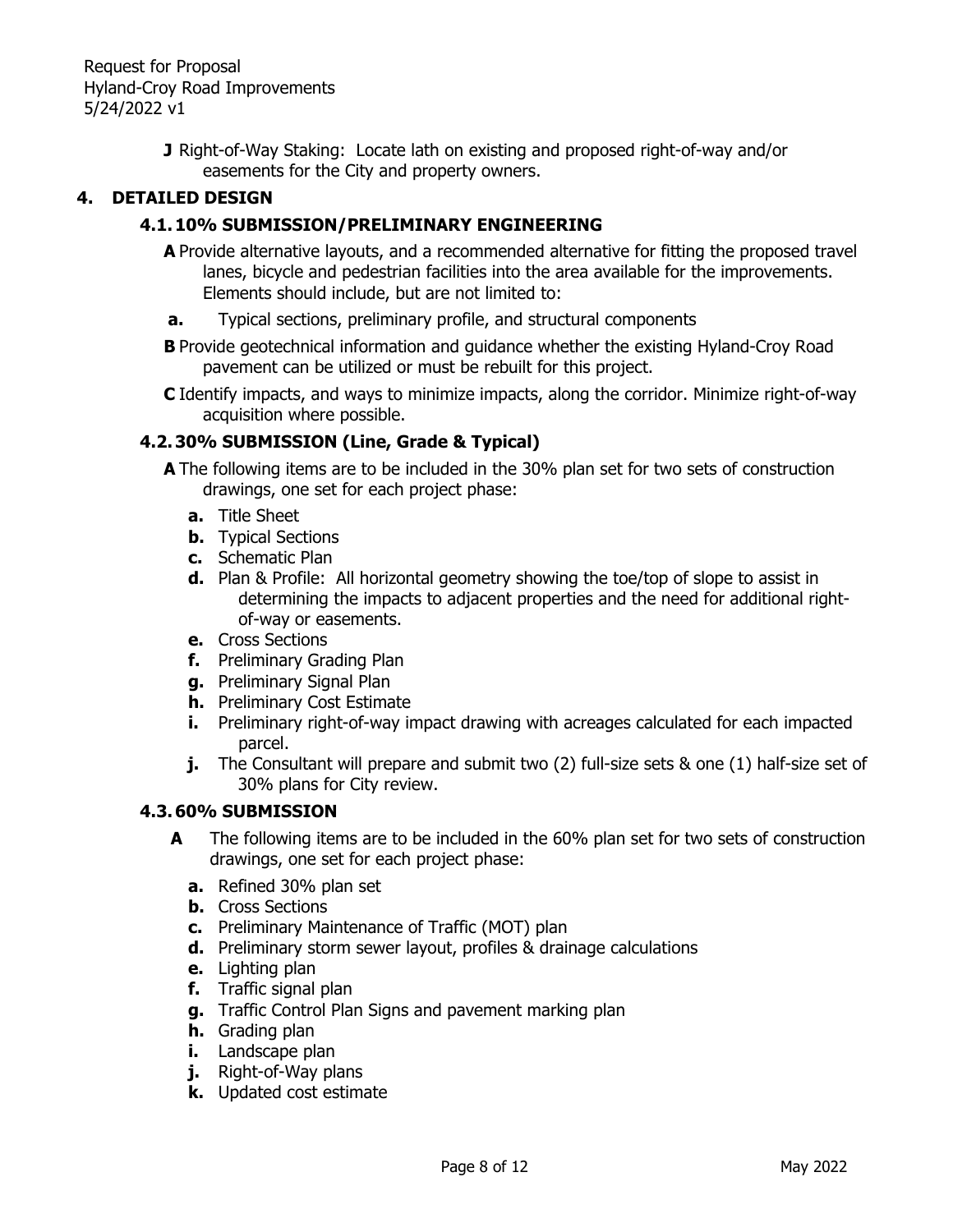**J** Right-of-Way Staking: Locate lath on existing and proposed right-of-way and/or easements for the City and property owners.

## 4. DETAILED DESIGN

### 4.1. 10% SUBMISSION/PRELIMINARY ENGINEERING

**A** Provide alternative layouts, and a recommended alternative for fitting the proposed travel lanes, bicycle and pedestrian facilities into the area available for the improvements. Elements should include, but are not limited to:

- **a.** Typical sections, preliminary profile, and structural components

**B** Provide geotechnical information and guidance whether the existing Hyland-Croy Road pavement can be utilized or must be rebuilt for this project.

**C** Identify impacts, and ways to minimize impacts, along the corridor. Minimize right-of-way acquisition where possible.

### 4.2. 30% SUBMISSION (Line, Grade & Typical)

**A** The following items are to be included in the 30% plan set for two sets of construction drawings, one set for each project phase:

- **a.** Title Sheet
- **b.** Typical Sections
- **c.** Schematic Plan
- **d.** Plan & Profile: All horizontal geometry showing the toe/top of slope to assist in determining the impacts to adjacent properties and the need for additional right-of-way or easements.
- **e.** Cross Sections
- **f.** Preliminary Grading Plan
- **g.** Preliminary Signal Plan
- **h.** Preliminary Cost Estimate
- **i.** Preliminary right-of-way impact drawing with acreages calculated for each impacted parcel.
- **j.** The Consultant will prepare and submit two (2) full-size sets & one (1) half-size set of 30% plans for City review.

### 4.3. 60% SUBMISSION

**A** The following items are to be included in the 60% plan set for two sets of construction drawings, one set for each project phase:

- **a.** Refined 30% plan set
- **b.** Cross Sections
- **c.** Preliminary Maintenance of Traffic (MOT) plan
- **d.** Preliminary storm sewer layout, profiles & drainage calculations
- **e.** Lighting plan
- **f.** Traffic signal plan
- **g.** Traffic Control Plan Signs and pavement marking plan
- **h.** Grading plan
- **i.** Landscape plan
- **j.** Right-of-Way plans
- **k.** Updated cost estimate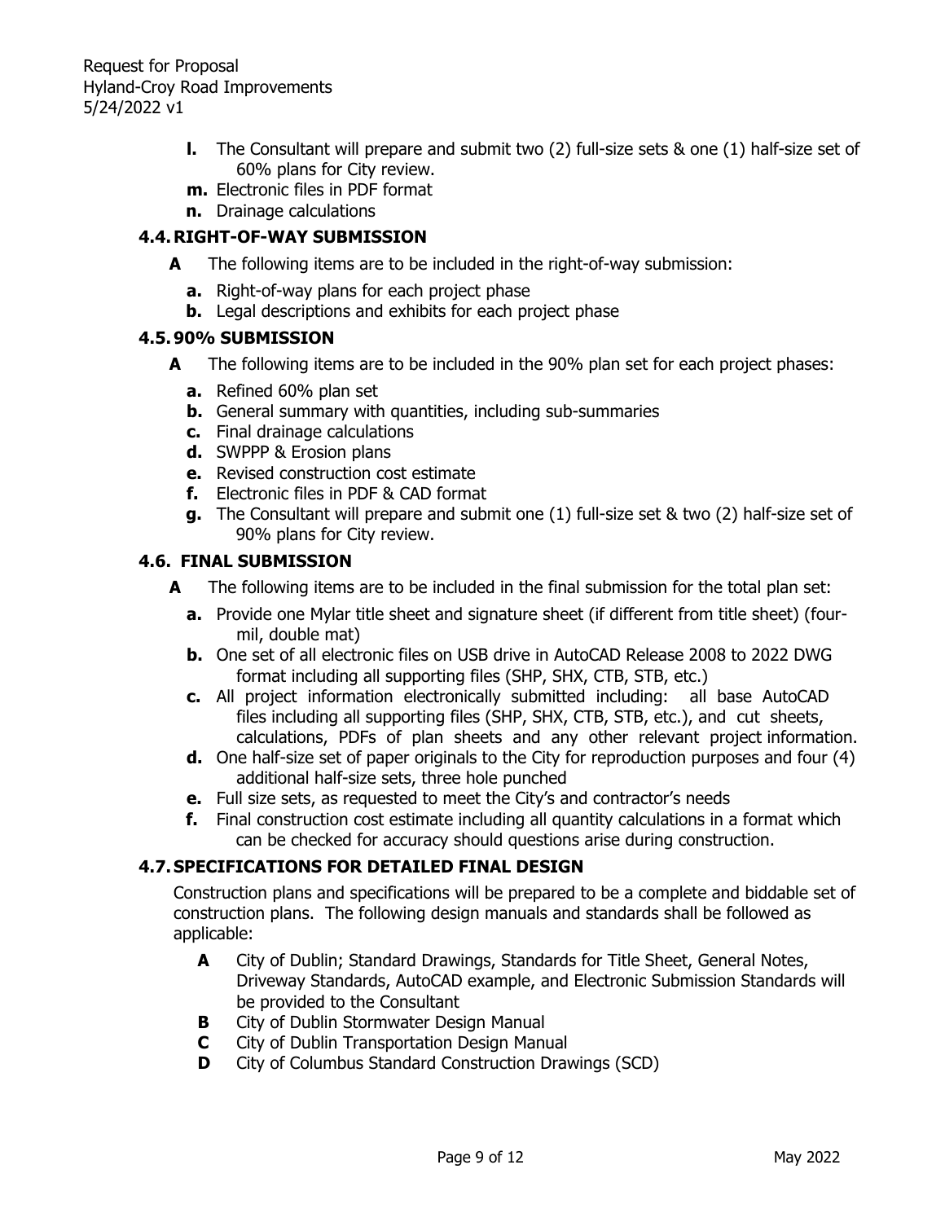- **l.** The Consultant will prepare and submit two (2) full-size sets & one (1) half-size set of 60% plans for City review.
- **m.** Electronic files in PDF format
- **n.** Drainage calculations

### 4.4. RIGHT-OF-WAY SUBMISSION

**A** The following items are to be included in the right-of-way submission:

- **a.** Right-of-way plans for each project phase
- **b.** Legal descriptions and exhibits for each project phase

### 4.5. 90% SUBMISSION

**A** The following items are to be included in the 90% plan set for each project phases:

- **a.** Refined 60% plan set
- **b.** General summary with quantities, including sub-summaries
- **c.** Final drainage calculations
- **d.** SWPPP & Erosion plans
- **e.** Revised construction cost estimate
- **f.** Electronic files in PDF & CAD format
- **g.** The Consultant will prepare and submit one (1) full-size set & two (2) half-size set of 90% plans for City review.

### 4.6. FINAL SUBMISSION

**A** The following items are to be included in the final submission for the total plan set:

- **a.** Provide one Mylar title sheet and signature sheet (if different from title sheet) (four-mil, double mat)
- **b.** One set of all electronic files on USB drive in AutoCAD Release 2008 to 2022 DWG format including all supporting files (SHP, SHX, CTB, STB, etc.)
- **c.** All project information electronically submitted including: all base AutoCAD files including all supporting files (SHP, SHX, CTB, STB, etc.), and cut sheets, calculations, PDFs of plan sheets and any other relevant project information.
- **d.** One half-size set of paper originals to the City for reproduction purposes and four (4) additional half-size sets, three hole punched
- **e.** Full size sets, as requested to meet the City's and contractor's needs
- **f.** Final construction cost estimate including all quantity calculations in a format which can be checked for accuracy should questions arise during construction.

### 4.7. SPECIFICATIONS FOR DETAILED FINAL DESIGN

Construction plans and specifications will be prepared to be a complete and biddable set of construction plans. The following design manuals and standards shall be followed as applicable:

- **A** City of Dublin; Standard Drawings, Standards for Title Sheet, General Notes, Driveway Standards, AutoCAD example, and Electronic Submission Standards will be provided to the Consultant
- **B** City of Dublin Stormwater Design Manual
- **C** City of Dublin Transportation Design Manual
- **D** City of Columbus Standard Construction Drawings (SCD)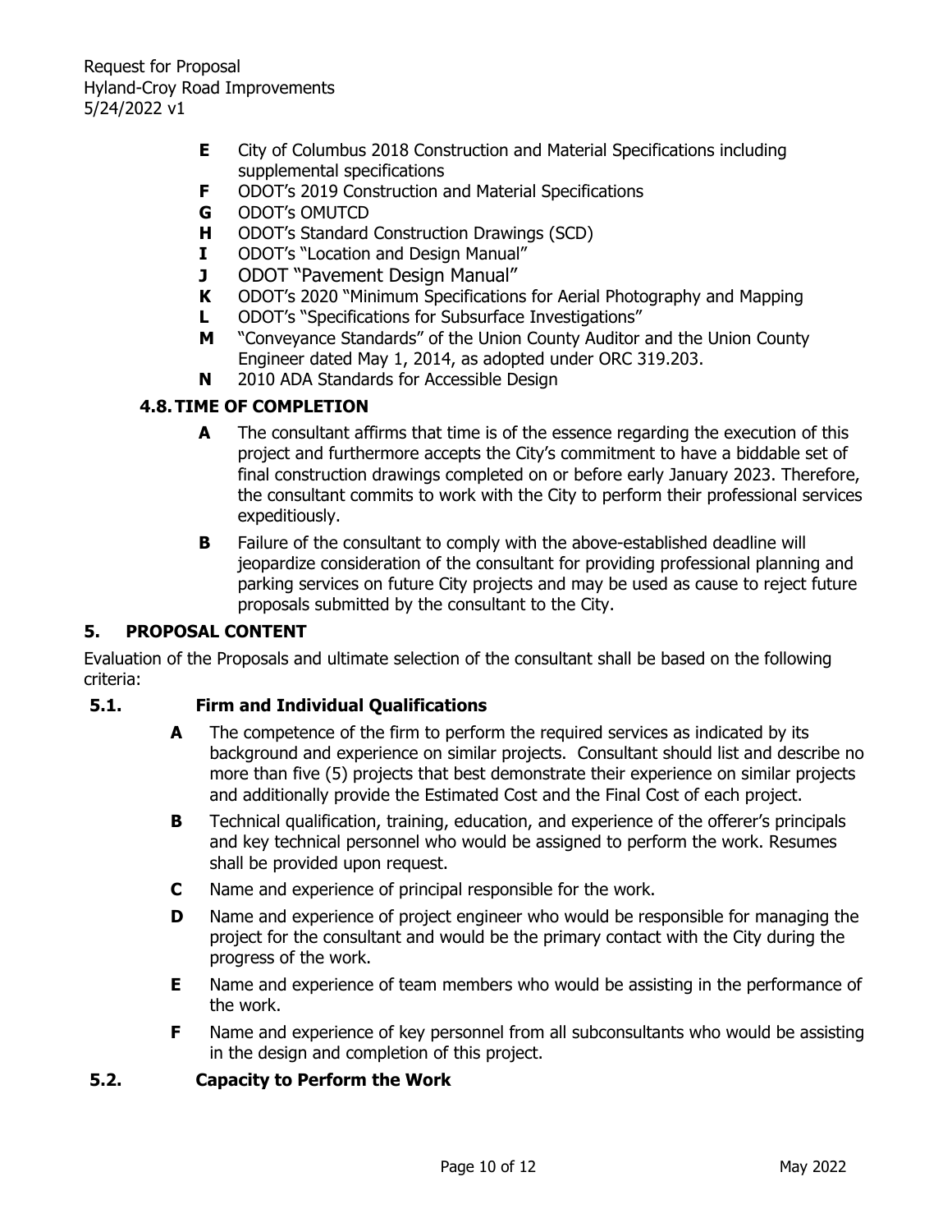- **E** City of Columbus 2018 Construction and Material Specifications including supplemental specifications
- **F** ODOT's 2019 Construction and Material Specifications
- **G** ODOT's OMUTCD
- **H** ODOT's Standard Construction Drawings (SCD)
- **I** ODOT's "Location and Design Manual"
- **J** ODOT "Pavement Design Manual"
- **K** ODOT's 2020 "Minimum Specifications for Aerial Photography and Mapping
- **L** ODOT's "Specifications for Subsurface Investigations"
- **M** "Conveyance Standards" of the Union County Auditor and the Union County Engineer dated May 1, 2014, as adopted under ORC 319.203.
- **N** 2010 ADA Standards for Accessible Design

### 4.8. TIME OF COMPLETION

- **A** The consultant affirms that time is of the essence regarding the execution of this project and furthermore accepts the City's commitment to have a biddable set of final construction drawings completed on or before early January 2023. Therefore, the consultant commits to work with the City to perform their professional services expeditiously.
- **B** Failure of the consultant to comply with the above-established deadline will jeopardize consideration of the consultant for providing professional planning and parking services on future City projects and may be used as cause to reject future proposals submitted by the consultant to the City.

## 5. PROPOSAL CONTENT

Evaluation of the Proposals and ultimate selection of the consultant shall be based on the following criteria:

### 5.1. Firm and Individual Qualifications

- **A** The competence of the firm to perform the required services as indicated by its background and experience on similar projects. Consultant should list and describe no more than five (5) projects that best demonstrate their experience on similar projects and additionally provide the Estimated Cost and the Final Cost of each project.
- **B** Technical qualification, training, education, and experience of the offerer's principals and key technical personnel who would be assigned to perform the work. Resumes shall be provided upon request.
- **C** Name and experience of principal responsible for the work.
- **D** Name and experience of project engineer who would be responsible for managing the project for the consultant and would be the primary contact with the City during the progress of the work.
- **E** Name and experience of team members who would be assisting in the performance of the work.
- **F** Name and experience of key personnel from all subconsultants who would be assisting in the design and completion of this project.

### 5.2. Capacity to Perform the Work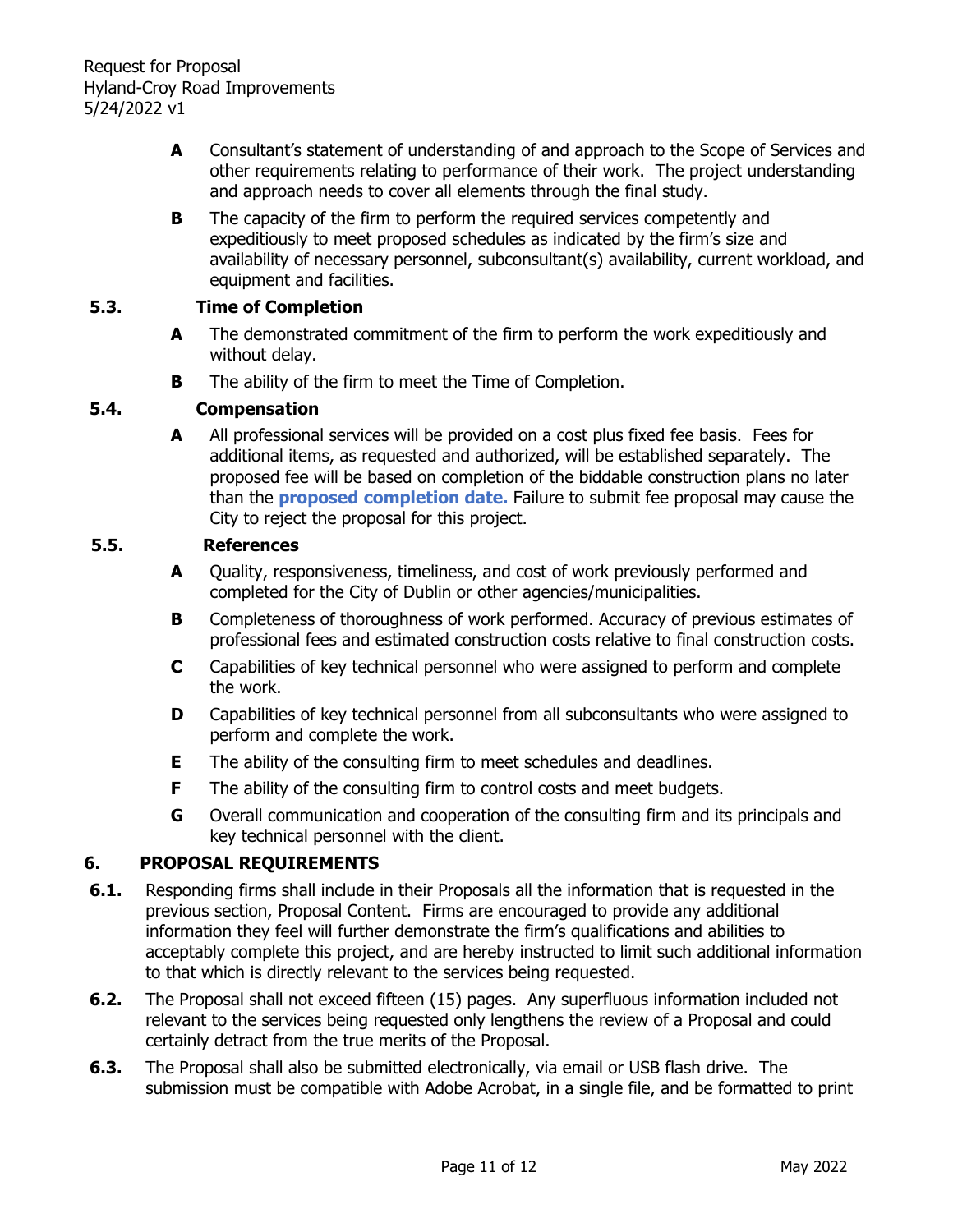**A** Consultant's statement of understanding of and approach to the Scope of Services and other requirements relating to performance of their work. The project understanding and approach needs to cover all elements through the final study.

**B** The capacity of the firm to perform the required services competently and expeditiously to meet proposed schedules as indicated by the firm's size and availability of necessary personnel, subconsultant(s) availability, current workload, and equipment and facilities.

### 5.3. Time of Completion

**A** The demonstrated commitment of the firm to perform the work expeditiously and without delay.

**B** The ability of the firm to meet the Time of Completion.

### 5.4. Compensation

**A** All professional services will be provided on a cost plus fixed fee basis. Fees for additional items, as requested and authorized, will be established separately. The proposed fee will be based on completion of the biddable construction plans no later than the **proposed completion date.** Failure to submit fee proposal may cause the City to reject the proposal for this project.

### 5.5. References

**A** Quality, responsiveness, timeliness, and cost of work previously performed and completed for the City of Dublin or other agencies/municipalities.

**B** Completeness of thoroughness of work performed. Accuracy of previous estimates of professional fees and estimated construction costs relative to final construction costs.

**C** Capabilities of key technical personnel who were assigned to perform and complete the work.

**D** Capabilities of key technical personnel from all subconsultants who were assigned to perform and complete the work.

**E** The ability of the consulting firm to meet schedules and deadlines.

**F** The ability of the consulting firm to control costs and meet budgets.

**G** Overall communication and cooperation of the consulting firm and its principals and key technical personnel with the client.

## 6. PROPOSAL REQUIREMENTS

**6.1.** Responding firms shall include in their Proposals all the information that is requested in the previous section, Proposal Content. Firms are encouraged to provide any additional information they feel will further demonstrate the firm's qualifications and abilities to acceptably complete this project, and are hereby instructed to limit such additional information to that which is directly relevant to the services being requested.

**6.2.** The Proposal shall not exceed fifteen (15) pages. Any superfluous information included not relevant to the services being requested only lengthens the review of a Proposal and could certainly detract from the true merits of the Proposal.

**6.3.** The Proposal shall also be submitted electronically, via email or USB flash drive. The submission must be compatible with Adobe Acrobat, in a single file, and be formatted to print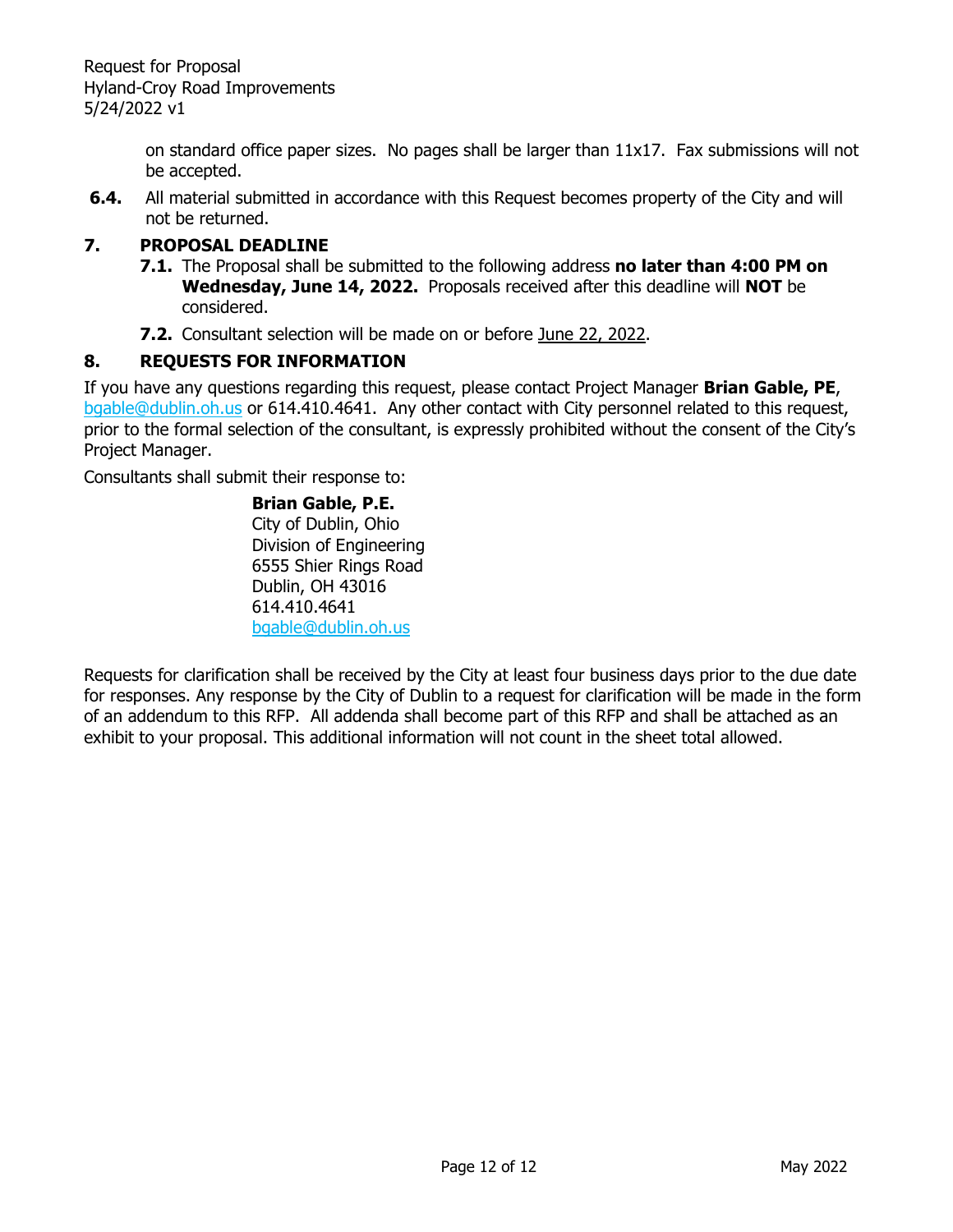on standard office paper sizes. No pages shall be larger than 11x17. Fax submissions will not be accepted.

**6.4.** All material submitted in accordance with this Request becomes property of the City and will not be returned.

## 7. PROPOSAL DEADLINE

**7.1.** The Proposal shall be submitted to the following address **no later than 4:00 PM on Wednesday, June 14, 2022.** Proposals received after this deadline will **NOT** be considered.

**7.2.** Consultant selection will be made on or before June 22, 2022.

## 8. REQUESTS FOR INFORMATION

If you have any questions regarding this request, please contact Project Manager **Brian Gable, PE**, bgable@dublin.oh.us or 614.410.4641. Any other contact with City personnel related to this request, prior to the formal selection of the consultant, is expressly prohibited without the consent of the City's Project Manager.

Consultants shall submit their response to:

**Brian Gable, P.E.**
City of Dublin, Ohio
Division of Engineering
6555 Shier Rings Road
Dublin, OH 43016
614.410.4641
bgable@dublin.oh.us

Requests for clarification shall be received by the City at least four business days prior to the due date for responses. Any response by the City of Dublin to a request for clarification will be made in the form of an addendum to this RFP. All addenda shall become part of this RFP and shall be attached as an exhibit to your proposal. This additional information will not count in the sheet total allowed.